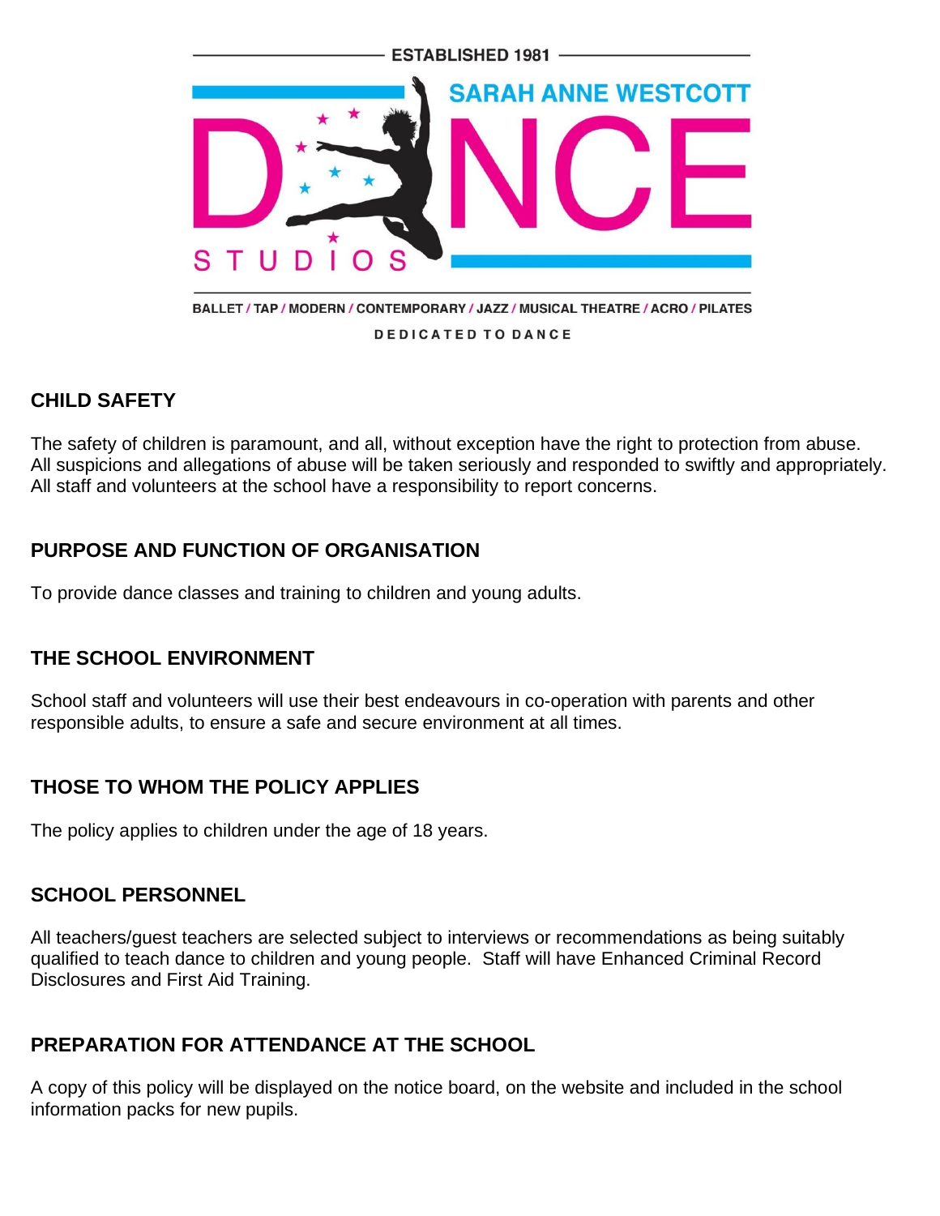ESTABLISHED 1981

SARAH ANNE WESTCOTT

DANCE STUDIOS

BALLET / TAP / MODERN / CONTEMPORARY / JAZZ / MUSICAL THEATRE / ACRO / PILATES

DEDICATED TO DANCE

## CHILD SAFETY

The safety of children is paramount, and all, without exception have the right to protection from abuse. All suspicions and allegations of abuse will be taken seriously and responded to swiftly and appropriately. All staff and volunteers at the school have a responsibility to report concerns.

## PURPOSE AND FUNCTION OF ORGANISATION

To provide dance classes and training to children and young adults.

## THE SCHOOL ENVIRONMENT

School staff and volunteers will use their best endeavours in co-operation with parents and other responsible adults, to ensure a safe and secure environment at all times.

## THOSE TO WHOM THE POLICY APPLIES

The policy applies to children under the age of 18 years.

## SCHOOL PERSONNEL

All teachers/guest teachers are selected subject to interviews or recommendations as being suitably qualified to teach dance to children and young people. Staff will have Enhanced Criminal Record Disclosures and First Aid Training.

## PREPARATION FOR ATTENDANCE AT THE SCHOOL

A copy of this policy will be displayed on the notice board, on the website and included in the school information packs for new pupils.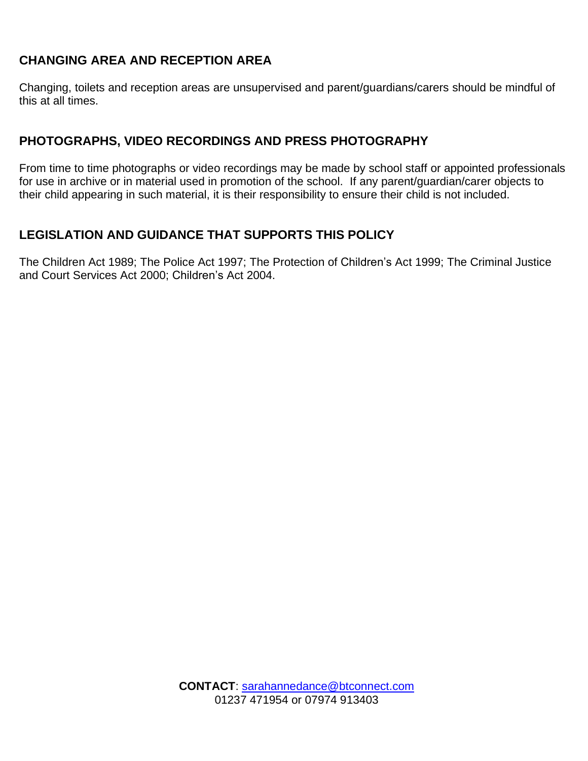## CHANGING AREA AND RECEPTION AREA

Changing, toilets and reception areas are unsupervised and parent/guardians/carers should be mindful of this at all times.

## PHOTOGRAPHS, VIDEO RECORDINGS AND PRESS PHOTOGRAPHY

From time to time photographs or video recordings may be made by school staff or appointed professionals for use in archive or in material used in promotion of the school. If any parent/guardian/carer objects to their child appearing in such material, it is their responsibility to ensure their child is not included.

## LEGISLATION AND GUIDANCE THAT SUPPORTS THIS POLICY

The Children Act 1989; The Police Act 1997; The Protection of Children's Act 1999; The Criminal Justice and Court Services Act 2000; Children's Act 2004.

**CONTACT**: sarahannedance@btconnect.com
01237 471954 or 07974 913403